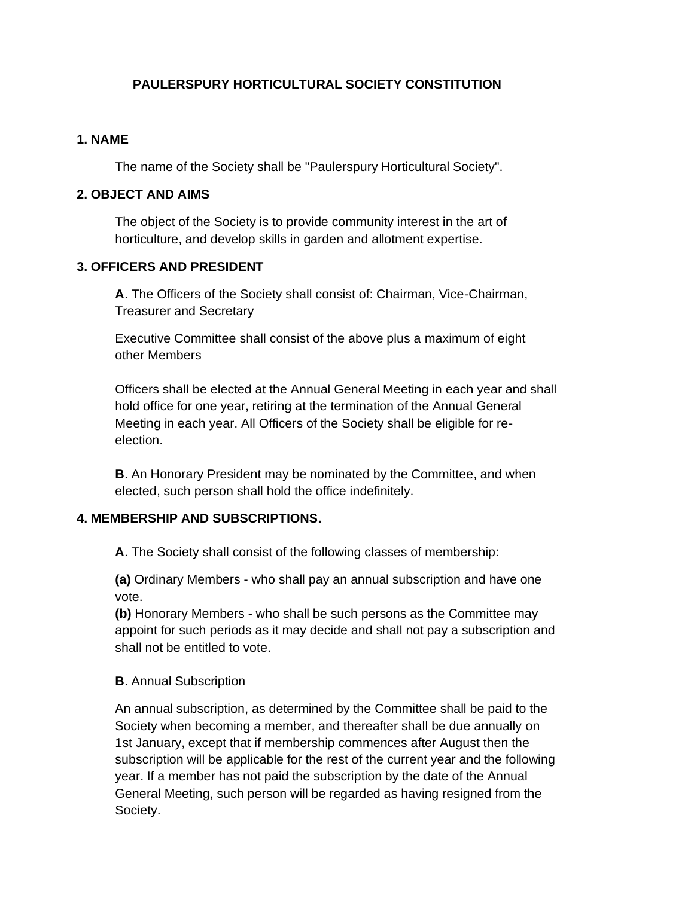# PAULERSPURY HORTICULTURAL SOCIETY CONSTITUTION

## 1. NAME

The name of the Society shall be "Paulerspury Horticultural Society".

## 2. OBJECT AND AIMS

The object of the Society is to provide community interest in the art of horticulture, and develop skills in garden and allotment expertise.

## 3. OFFICERS AND PRESIDENT

**A**. The Officers of the Society shall consist of: Chairman, Vice-Chairman, Treasurer and Secretary

Executive Committee shall consist of the above plus a maximum of eight other Members

Officers shall be elected at the Annual General Meeting in each year and shall hold office for one year, retiring at the termination of the Annual General Meeting in each year. All Officers of the Society shall be eligible for re-election.

**B**. An Honorary President may be nominated by the Committee, and when elected, such person shall hold the office indefinitely.

## 4. MEMBERSHIP AND SUBSCRIPTIONS.

**A**. The Society shall consist of the following classes of membership:

**(a)** Ordinary Members - who shall pay an annual subscription and have one vote.
**(b)** Honorary Members - who shall be such persons as the Committee may appoint for such periods as it may decide and shall not pay a subscription and shall not be entitled to vote.

**B**. Annual Subscription

An annual subscription, as determined by the Committee shall be paid to the Society when becoming a member, and thereafter shall be due annually on 1st January, except that if membership commences after August then the subscription will be applicable for the rest of the current year and the following year. If a member has not paid the subscription by the date of the Annual General Meeting, such person will be regarded as having resigned from the Society.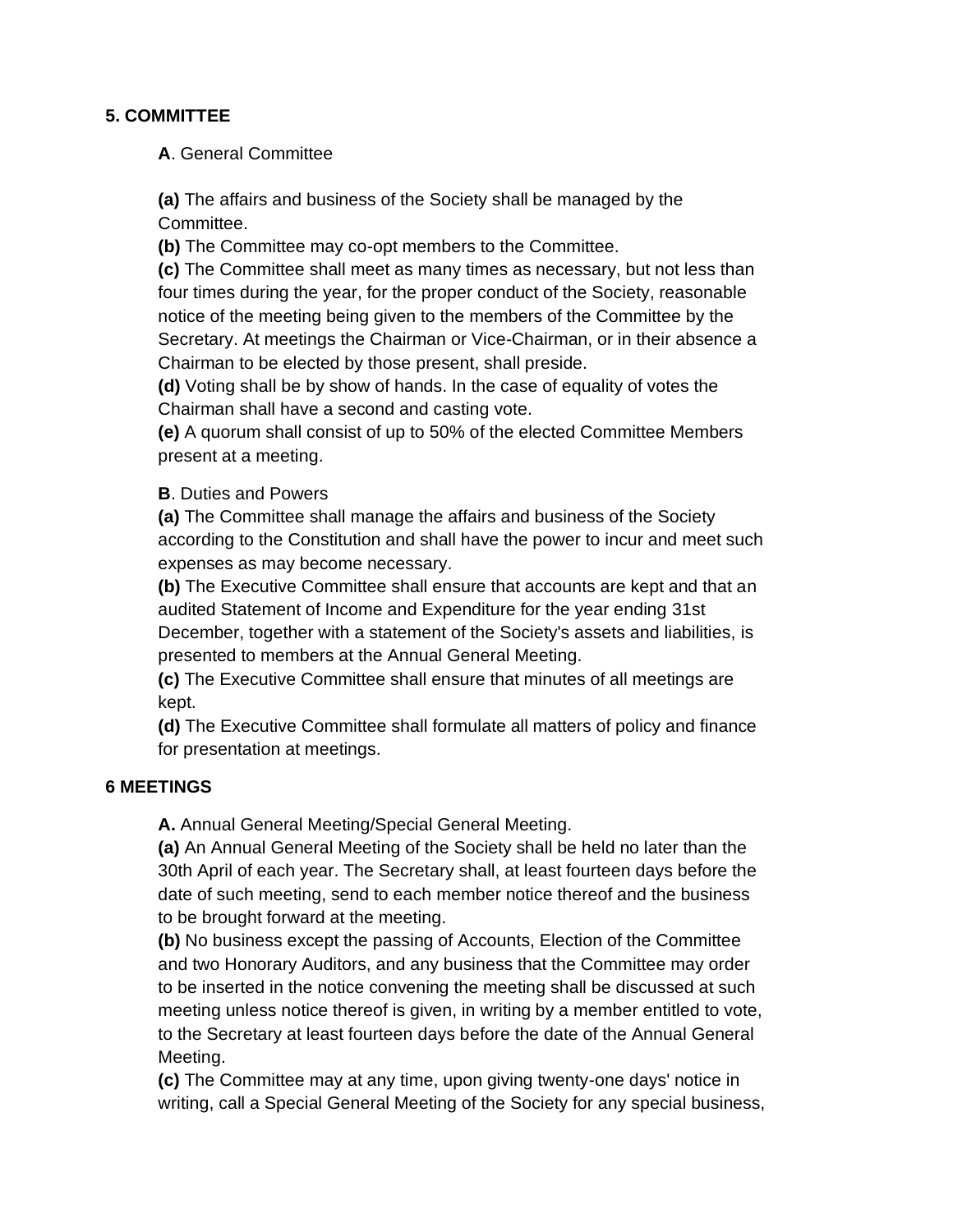## 5. COMMITTEE

**A**. General Committee

**(a)** The affairs and business of the Society shall be managed by the Committee.
**(b)** The Committee may co-opt members to the Committee.
**(c)** The Committee shall meet as many times as necessary, but not less than four times during the year, for the proper conduct of the Society, reasonable notice of the meeting being given to the members of the Committee by the Secretary. At meetings the Chairman or Vice-Chairman, or in their absence a Chairman to be elected by those present, shall preside.
**(d)** Voting shall be by show of hands. In the case of equality of votes the Chairman shall have a second and casting vote.
**(e)** A quorum shall consist of up to 50% of the elected Committee Members present at a meeting.

**B**. Duties and Powers
**(a)** The Committee shall manage the affairs and business of the Society according to the Constitution and shall have the power to incur and meet such expenses as may become necessary.
**(b)** The Executive Committee shall ensure that accounts are kept and that an audited Statement of Income and Expenditure for the year ending 31st December, together with a statement of the Society's assets and liabilities, is presented to members at the Annual General Meeting.
**(c)** The Executive Committee shall ensure that minutes of all meetings are kept.
**(d)** The Executive Committee shall formulate all matters of policy and finance for presentation at meetings.

## 6 MEETINGS

**A.** Annual General Meeting/Special General Meeting.
**(a)** An Annual General Meeting of the Society shall be held no later than the 30th April of each year. The Secretary shall, at least fourteen days before the date of such meeting, send to each member notice thereof and the business to be brought forward at the meeting.
**(b)** No business except the passing of Accounts, Election of the Committee and two Honorary Auditors, and any business that the Committee may order to be inserted in the notice convening the meeting shall be discussed at such meeting unless notice thereof is given, in writing by a member entitled to vote, to the Secretary at least fourteen days before the date of the Annual General Meeting.
**(c)** The Committee may at any time, upon giving twenty-one days' notice in writing, call a Special General Meeting of the Society for any special business,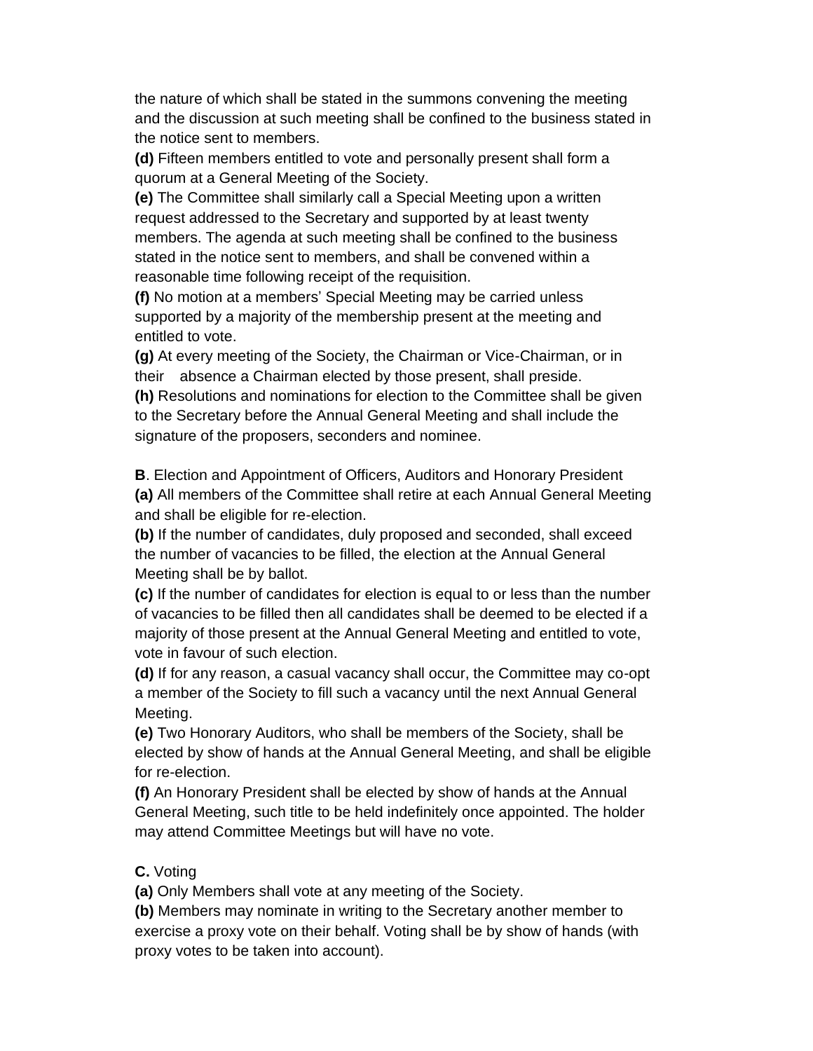the nature of which shall be stated in the summons convening the meeting and the discussion at such meeting shall be confined to the business stated in the notice sent to members.

**(d)** Fifteen members entitled to vote and personally present shall form a quorum at a General Meeting of the Society.

**(e)** The Committee shall similarly call a Special Meeting upon a written request addressed to the Secretary and supported by at least twenty members. The agenda at such meeting shall be confined to the business stated in the notice sent to members, and shall be convened within a reasonable time following receipt of the requisition.

**(f)** No motion at a members' Special Meeting may be carried unless supported by a majority of the membership present at the meeting and entitled to vote.

**(g)** At every meeting of the Society, the Chairman or Vice-Chairman, or in their absence a Chairman elected by those present, shall preside.

**(h)** Resolutions and nominations for election to the Committee shall be given to the Secretary before the Annual General Meeting and shall include the signature of the proposers, seconders and nominee.

**B**. Election and Appointment of Officers, Auditors and Honorary President

**(a)** All members of the Committee shall retire at each Annual General Meeting and shall be eligible for re-election.

**(b)** If the number of candidates, duly proposed and seconded, shall exceed the number of vacancies to be filled, the election at the Annual General Meeting shall be by ballot.

**(c)** If the number of candidates for election is equal to or less than the number of vacancies to be filled then all candidates shall be deemed to be elected if a majority of those present at the Annual General Meeting and entitled to vote, vote in favour of such election.

**(d)** If for any reason, a casual vacancy shall occur, the Committee may co-opt a member of the Society to fill such a vacancy until the next Annual General Meeting.

**(e)** Two Honorary Auditors, who shall be members of the Society, shall be elected by show of hands at the Annual General Meeting, and shall be eligible for re-election.

**(f)** An Honorary President shall be elected by show of hands at the Annual General Meeting, such title to be held indefinitely once appointed. The holder may attend Committee Meetings but will have no vote.

**C.** Voting

**(a)** Only Members shall vote at any meeting of the Society.

**(b)** Members may nominate in writing to the Secretary another member to exercise a proxy vote on their behalf. Voting shall be by show of hands (with proxy votes to be taken into account).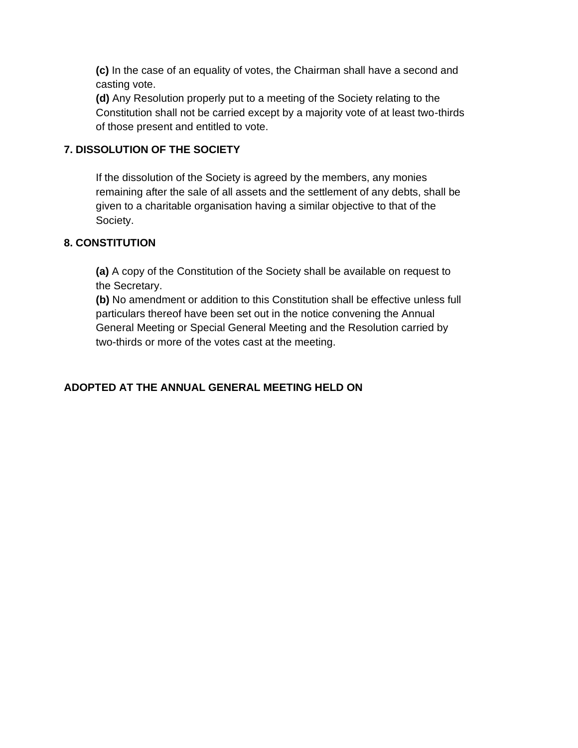**(c)** In the case of an equality of votes, the Chairman shall have a second and casting vote.

**(d)** Any Resolution properly put to a meeting of the Society relating to the Constitution shall not be carried except by a majority vote of at least two-thirds of those present and entitled to vote.

## 7. DISSOLUTION OF THE SOCIETY

If the dissolution of the Society is agreed by the members, any monies remaining after the sale of all assets and the settlement of any debts, shall be given to a charitable organisation having a similar objective to that of the Society.

## 8. CONSTITUTION

**(a)** A copy of the Constitution of the Society shall be available on request to the Secretary.

**(b)** No amendment or addition to this Constitution shall be effective unless full particulars thereof have been set out in the notice convening the Annual General Meeting or Special General Meeting and the Resolution carried by two-thirds or more of the votes cast at the meeting.

**ADOPTED AT THE ANNUAL GENERAL MEETING HELD ON**